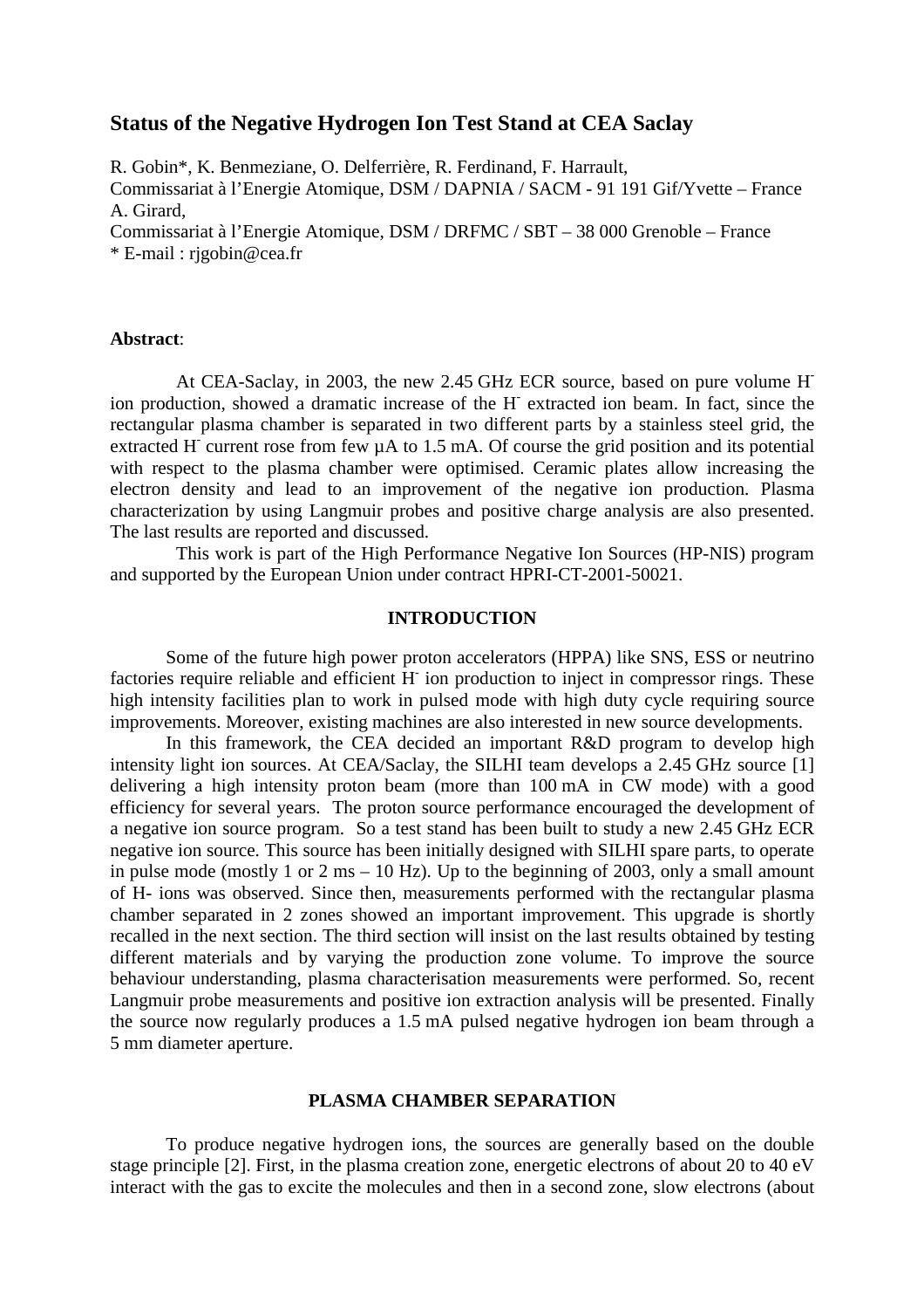# Status of the Negative Hydrogen Ion Test Stand at CEA Saclay

R. Gobin*, K. Benmeziane, O. Delferrière, R. Ferdinand, F. Harrault,
Commissariat à l'Energie Atomique, DSM / DAPNIA / SACM - 91 191 Gif/Yvette – France
A. Girard,
Commissariat à l'Energie Atomique, DSM / DRFMC / SBT – 38 000 Grenoble – France
* E-mail : rjgobin@cea.fr

**Abstract**:

At CEA-Saclay, in 2003, the new 2.45 GHz ECR source, based on pure volume $H^-$ ion production, showed a dramatic increase of the $H^-$ extracted ion beam. In fact, since the rectangular plasma chamber is separated in two different parts by a stainless steel grid, the extracted $H^-$ current rose from few µA to 1.5 mA. Of course the grid position and its potential with respect to the plasma chamber were optimised. Ceramic plates allow increasing the electron density and lead to an improvement of the negative ion production. Plasma characterization by using Langmuir probes and positive charge analysis are also presented. The last results are reported and discussed.

This work is part of the High Performance Negative Ion Sources (HP-NIS) program and supported by the European Union under contract HPRI-CT-2001-50021.

## INTRODUCTION

Some of the future high power proton accelerators (HPPA) like SNS, ESS or neutrino factories require reliable and efficient $H^-$ ion production to inject in compressor rings. These high intensity facilities plan to work in pulsed mode with high duty cycle requiring source improvements. Moreover, existing machines are also interested in new source developments.

In this framework, the CEA decided an important R&D program to develop high intensity light ion sources. At CEA/Saclay, the SILHI team develops a 2.45 GHz source [1] delivering a high intensity proton beam (more than 100 mA in CW mode) with a good efficiency for several years. The proton source performance encouraged the development of a negative ion source program. So a test stand has been built to study a new 2.45 GHz ECR negative ion source. This source has been initially designed with SILHI spare parts, to operate in pulse mode (mostly 1 or 2 ms – 10 Hz). Up to the beginning of 2003, only a small amount of H- ions was observed. Since then, measurements performed with the rectangular plasma chamber separated in 2 zones showed an important improvement. This upgrade is shortly recalled in the next section. The third section will insist on the last results obtained by testing different materials and by varying the production zone volume. To improve the source behaviour understanding, plasma characterisation measurements were performed. So, recent Langmuir probe measurements and positive ion extraction analysis will be presented. Finally the source now regularly produces a 1.5 mA pulsed negative hydrogen ion beam through a 5 mm diameter aperture.

## PLASMA CHAMBER SEPARATION

To produce negative hydrogen ions, the sources are generally based on the double stage principle [2]. First, in the plasma creation zone, energetic electrons of about 20 to 40 eV interact with the gas to excite the molecules and then in a second zone, slow electrons (about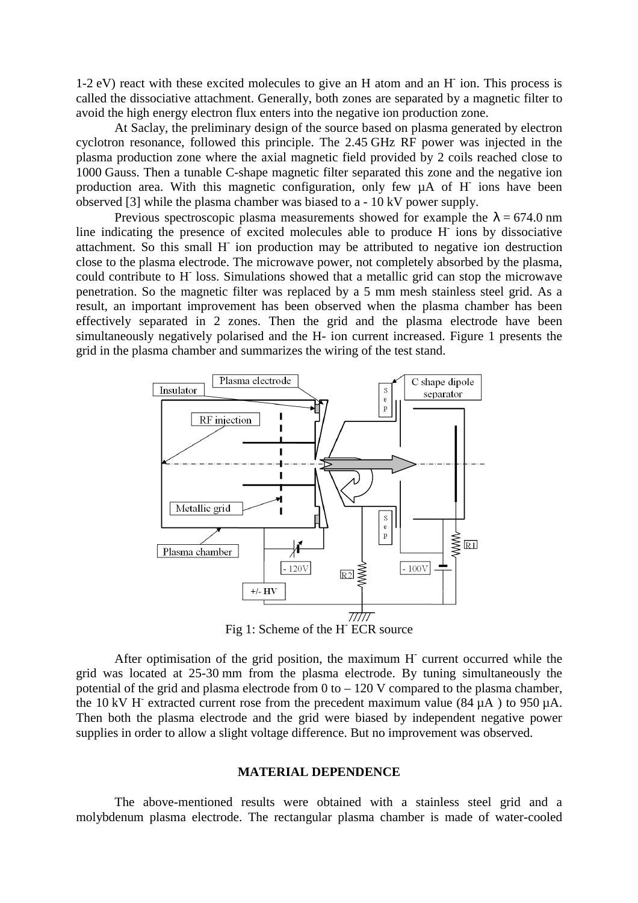1-2 eV) react with these excited molecules to give an H atom and an $H^-$ ion. This process is called the dissociative attachment. Generally, both zones are separated by a magnetic filter to avoid the high energy electron flux enters into the negative ion production zone.

At Saclay, the preliminary design of the source based on plasma generated by electron cyclotron resonance, followed this principle. The 2.45 GHz RF power was injected in the plasma production zone where the axial magnetic field provided by 2 coils reached close to 1000 Gauss. Then a tunable C-shape magnetic filter separated this zone and the negative ion production area. With this magnetic configuration, only few µA of $H^-$ ions have been observed [3] while the plasma chamber was biased to a - 10 kV power supply.

Previous spectroscopic plasma measurements showed for example the $\lambda = 674.0$ nm line indicating the presence of excited molecules able to produce $H^-$ ions by dissociative attachment. So this small $H^-$ ion production may be attributed to negative ion destruction close to the plasma electrode. The microwave power, not completely absorbed by the plasma, could contribute to $H^-$ loss. Simulations showed that a metallic grid can stop the microwave penetration. So the magnetic filter was replaced by a 5 mm mesh stainless steel grid. As a result, an important improvement has been observed when the plasma chamber has been effectively separated in 2 zones. Then the grid and the plasma electrode have been simultaneously negatively polarised and the H- ion current increased. Figure 1 presents the grid in the plasma chamber and summarizes the wiring of the test stand.

Fig 1: Scheme of the $H^-$ ECR source

After optimisation of the grid position, the maximum $H^-$ current occurred while the grid was located at 25-30 mm from the plasma electrode. By tuning simultaneously the potential of the grid and plasma electrode from 0 to – 120 V compared to the plasma chamber, the 10 kV $H^-$ extracted current rose from the precedent maximum value (84 µA ) to 950 µA. Then both the plasma electrode and the grid were biased by independent negative power supplies in order to allow a slight voltage difference. But no improvement was observed.

## MATERIAL DEPENDENCE

The above-mentioned results were obtained with a stainless steel grid and a molybdenum plasma electrode. The rectangular plasma chamber is made of water-cooled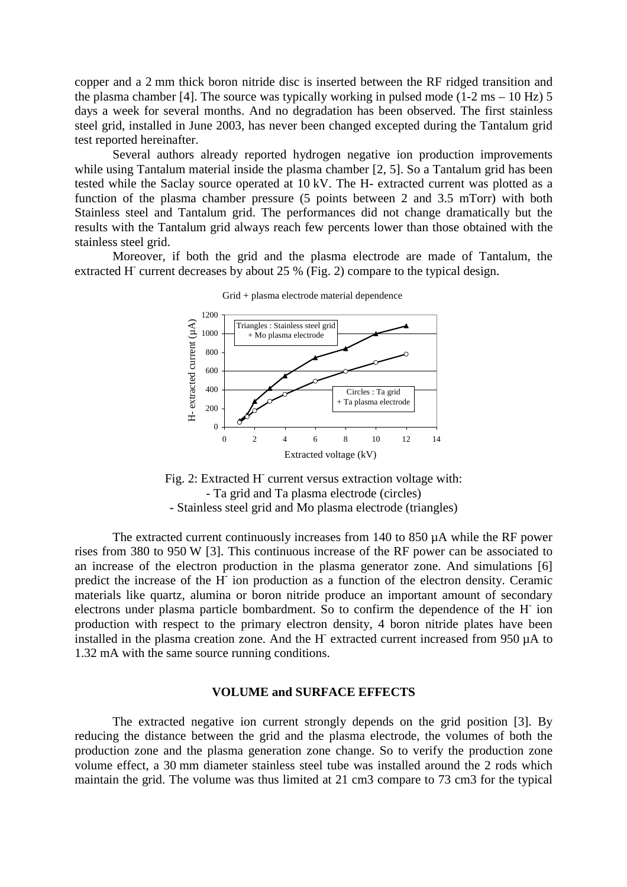copper and a 2 mm thick boron nitride disc is inserted between the RF ridged transition and the plasma chamber [4]. The source was typically working in pulsed mode (1-2 ms – 10 Hz) 5 days a week for several months. And no degradation has been observed. The first stainless steel grid, installed in June 2003, has never been changed excepted during the Tantalum grid test reported hereinafter.

Several authors already reported hydrogen negative ion production improvements while using Tantalum material inside the plasma chamber [2, 5]. So a Tantalum grid has been tested while the Saclay source operated at 10 kV. The H- extracted current was plotted as a function of the plasma chamber pressure (5 points between 2 and 3.5 mTorr) with both Stainless steel and Tantalum grid. The performances did not change dramatically but the results with the Tantalum grid always reach few percents lower than those obtained with the stainless steel grid.

Moreover, if both the grid and the plasma electrode are made of Tantalum, the extracted $H^-$ current decreases by about 25 % (Fig. 2) compare to the typical design.

Fig. 2: Extracted $H^-$ current versus extraction voltage with:
- Ta grid and Ta plasma electrode (circles)
- Stainless steel grid and Mo plasma electrode (triangles)

The extracted current continuously increases from 140 to 850 µA while the RF power rises from 380 to 950 W [3]. This continuous increase of the RF power can be associated to an increase of the electron production in the plasma generator zone. And simulations [6] predict the increase of the $H^-$ ion production as a function of the electron density. Ceramic materials like quartz, alumina or boron nitride produce an important amount of secondary electrons under plasma particle bombardment. So to confirm the dependence of the $H^-$ ion production with respect to the primary electron density, 4 boron nitride plates have been installed in the plasma creation zone. And the $H^-$ extracted current increased from 950 µA to 1.32 mA with the same source running conditions.

## VOLUME and SURFACE EFFECTS

The extracted negative ion current strongly depends on the grid position [3]. By reducing the distance between the grid and the plasma electrode, the volumes of both the production zone and the plasma generation zone change. So to verify the production zone volume effect, a 30 mm diameter stainless steel tube was installed around the 2 rods which maintain the grid. The volume was thus limited at 21 cm3 compare to 73 cm3 for the typical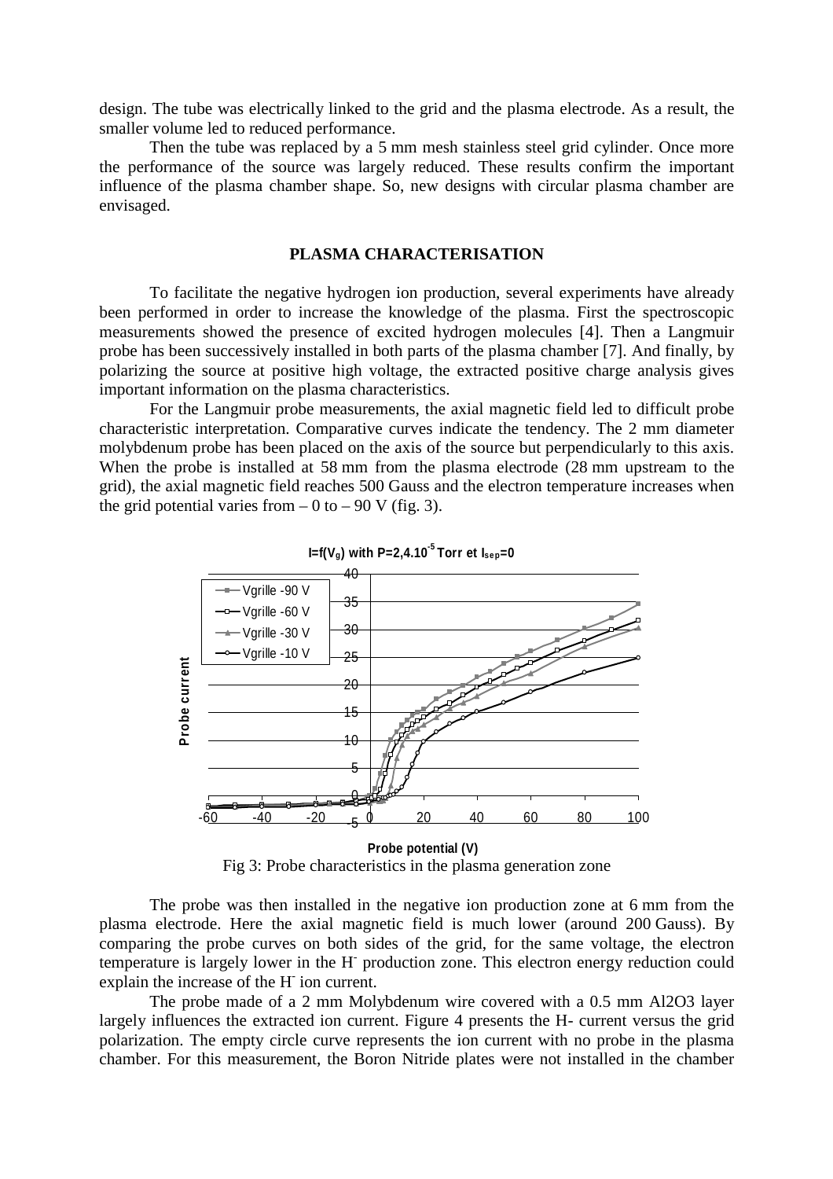design. The tube was electrically linked to the grid and the plasma electrode. As a result, the smaller volume led to reduced performance.

Then the tube was replaced by a 5 mm mesh stainless steel grid cylinder. Once more the performance of the source was largely reduced. These results confirm the important influence of the plasma chamber shape. So, new designs with circular plasma chamber are envisaged.

## PLASMA CHARACTERISATION

To facilitate the negative hydrogen ion production, several experiments have already been performed in order to increase the knowledge of the plasma. First the spectroscopic measurements showed the presence of excited hydrogen molecules [4]. Then a Langmuir probe has been successively installed in both parts of the plasma chamber [7]. And finally, by polarizing the source at positive high voltage, the extracted positive charge analysis gives important information on the plasma characteristics.

For the Langmuir probe measurements, the axial magnetic field led to difficult probe characteristic interpretation. Comparative curves indicate the tendency. The 2 mm diameter molybdenum probe has been placed on the axis of the source but perpendicularly to this axis. When the probe is installed at 58 mm from the plasma electrode (28 mm upstream to the grid), the axial magnetic field reaches 500 Gauss and the electron temperature increases when the grid potential varies from – 0 to – 90 V (fig. 3).

$I=f(V_g)$ with $P=2,4.10^{-5}$ Torr et $I_{sep}=0$

Fig 3: Probe characteristics in the plasma generation zone

The probe was then installed in the negative ion production zone at 6 mm from the plasma electrode. Here the axial magnetic field is much lower (around 200 Gauss). By comparing the probe curves on both sides of the grid, for the same voltage, the electron temperature is largely lower in the $H^-$ production zone. This electron energy reduction could explain the increase of the $H^-$ ion current.

The probe made of a 2 mm Molybdenum wire covered with a 0.5 mm $Al_2O_3$ layer largely influences the extracted ion current. Figure 4 presents the H- current versus the grid polarization. The empty circle curve represents the ion current with no probe in the plasma chamber. For this measurement, the Boron Nitride plates were not installed in the chamber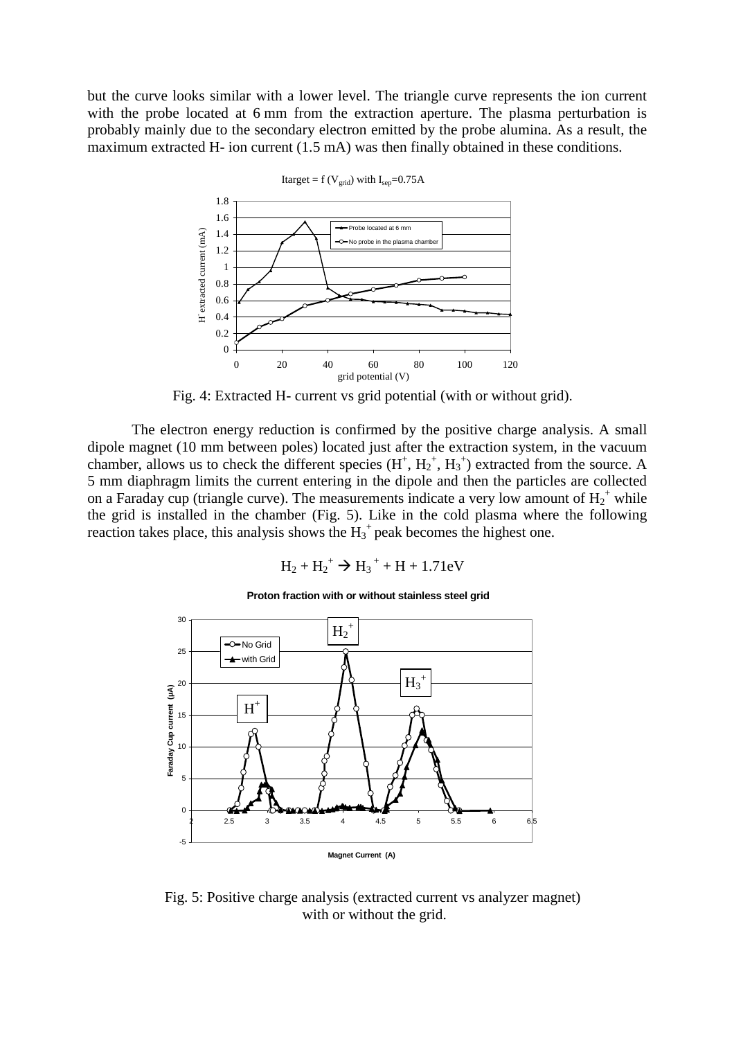but the curve looks similar with a lower level. The triangle curve represents the ion current with the probe located at 6 mm from the extraction aperture. The plasma perturbation is probably mainly due to the secondary electron emitted by the probe alumina. As a result, the maximum extracted H- ion current (1.5 mA) was then finally obtained in these conditions.

Fig. 4: Extracted H- current vs grid potential (with or without grid).

The electron energy reduction is confirmed by the positive charge analysis. A small dipole magnet (10 mm between poles) located just after the extraction system, in the vacuum chamber, allows us to check the different species ($H^+$, $H_2^+$, $H_3^+$) extracted from the source. A 5 mm diaphragm limits the current entering in the dipole and then the particles are collected on a Faraday cup (triangle curve). The measurements indicate a very low amount of $H_2^+$ while the grid is installed in the chamber (Fig. 5). Like in the cold plasma where the following reaction takes place, this analysis shows the $H_3^+$ peak becomes the highest one.

$$H_2 + H_2^+ \rightarrow H_3^+ + H + 1.71\text{eV}$$

Fig. 5: Positive charge analysis (extracted current vs analyzer magnet) with or without the grid.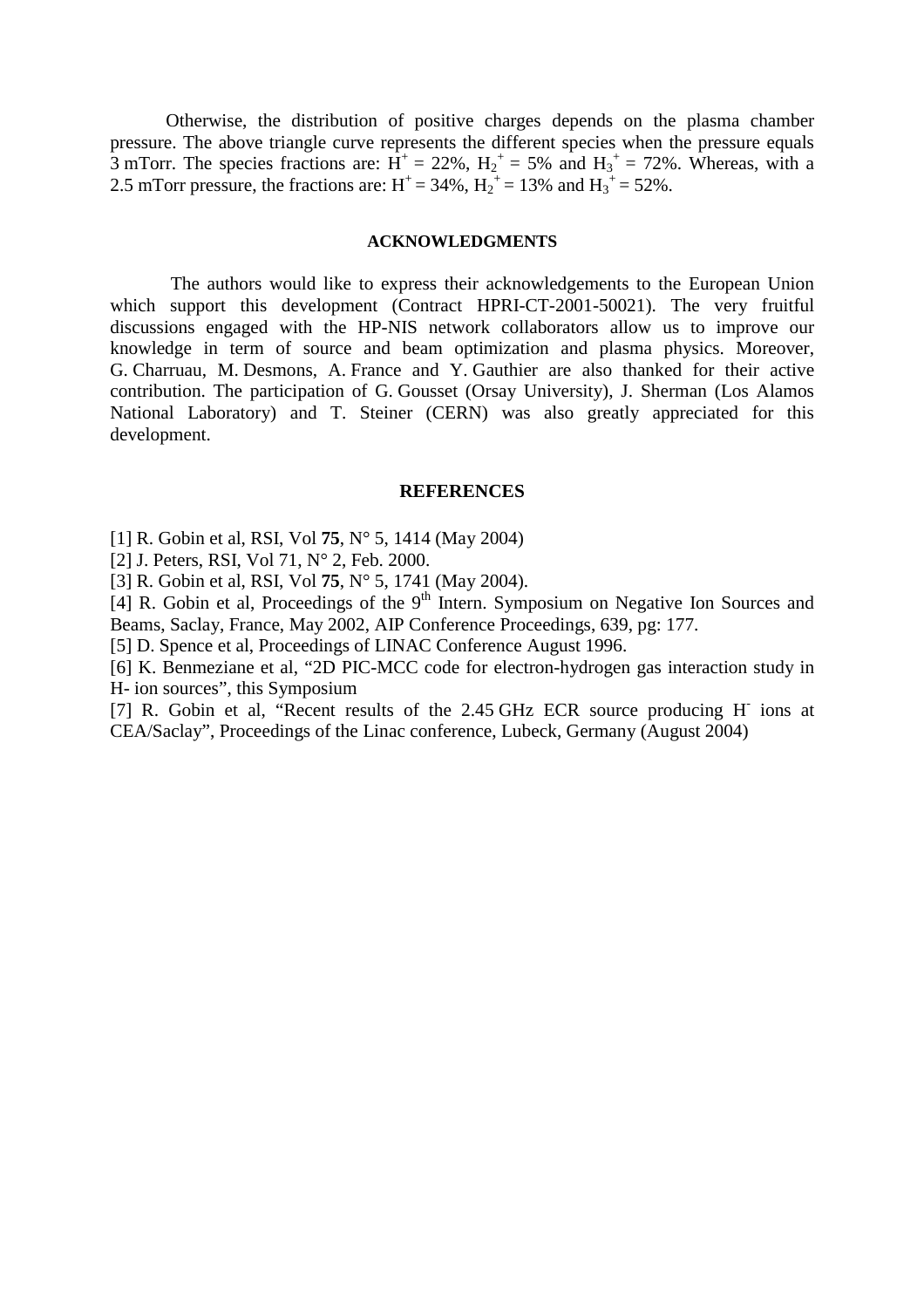Otherwise, the distribution of positive charges depends on the plasma chamber pressure. The above triangle curve represents the different species when the pressure equals 3 mTorr. The species fractions are: $H^+$ = 22%, $H_2^+$ = 5% and $H_3^+$ = 72%. Whereas, with a 2.5 mTorr pressure, the fractions are: $H^+$ = 34%, $H_2^+$ = 13% and $H_3^+$ = 52%.

## ACKNOWLEDGMENTS

The authors would like to express their acknowledgements to the European Union which support this development (Contract HPRI-CT-2001-50021). The very fruitful discussions engaged with the HP-NIS network collaborators allow us to improve our knowledge in term of source and beam optimization and plasma physics. Moreover, G. Charruau, M. Desmons, A. France and Y. Gauthier are also thanked for their active contribution. The participation of G. Gousset (Orsay University), J. Sherman (Los Alamos National Laboratory) and T. Steiner (CERN) was also greatly appreciated for this development.

## REFERENCES

[1] R. Gobin et al, RSI, Vol **75**, N° 5, 1414 (May 2004)

[2] J. Peters, RSI, Vol 71, N° 2, Feb. 2000.

[3] R. Gobin et al, RSI, Vol **75**, N° 5, 1741 (May 2004).

[4] R. Gobin et al, Proceedings of the 9th Intern. Symposium on Negative Ion Sources and Beams, Saclay, France, May 2002, AIP Conference Proceedings, 639, pg: 177.

[5] D. Spence et al, Proceedings of LINAC Conference August 1996.

[6] K. Benmeziane et al, "2D PIC-MCC code for electron-hydrogen gas interaction study in H- ion sources", this Symposium

[7] R. Gobin et al, "Recent results of the 2.45 GHz ECR source producing $H^-$ ions at CEA/Saclay", Proceedings of the Linac conference, Lubeck, Germany (August 2004)